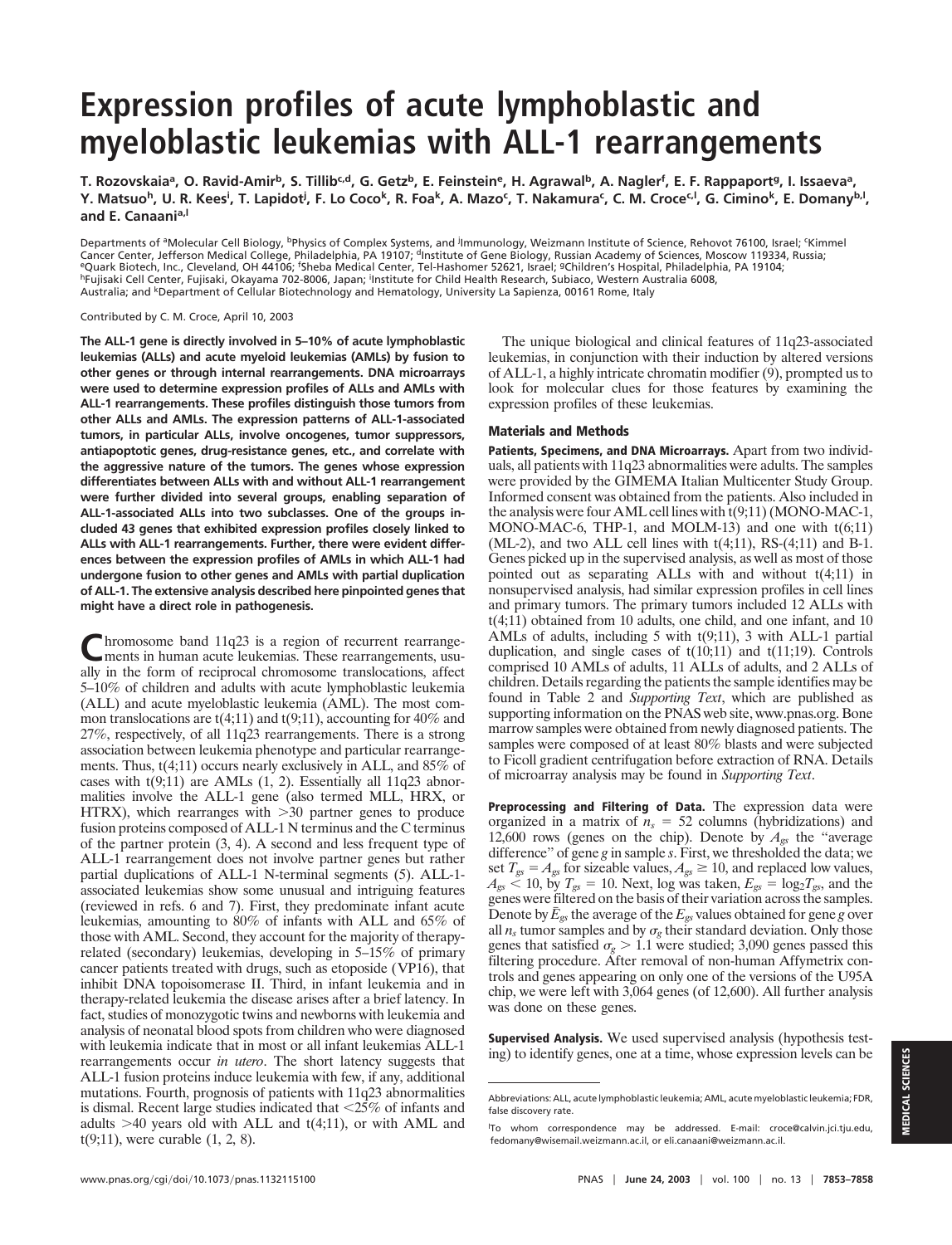# Expression profiles of acute lymphoblastic and myeloblastic leukemias with ALL-1 rearrangements

T. Rozovskaia[a], O. Ravid-Amir[b], S. Tillib[c,d], G. Getz[b], E. Feinstein[e], H. Agrawal[b], A. Nagler[f], E. F. Rappaport[g], I. Issaeva[a], Y. Matsuo[h], U. R. Kees[i], T. Lapidot[j], F. Lo Coco[k], R. Foa[k], A. Mazo[c], T. Nakamura[c], C. M. Croce[c,l], G. Cimino[k], E. Domany[b,l], and E. Canaani[a,l]

Departments of [a]Molecular Cell Biology, [b]Physics of Complex Systems, and [j]Immunology, Weizmann Institute of Science, Rehovot 76100, Israel; [c]Kimmel Cancer Center, Jefferson Medical College, Philadelphia, PA 19107; [d]Institute of Gene Biology, Russian Academy of Sciences, Moscow 119334, Russia; [e]Quark Biotech, Inc., Cleveland, OH 44106; [f]Sheba Medical Center, Tel-Hashomer 52621, Israel; [g]Children's Hospital, Philadelphia, PA 19104; [h]Fujisaki Cell Center, Fujisaki, Okayama 702-8006, Japan; [i]Institute for Child Health Research, Subiaco, Western Australia 6008, Australia; and [k]Department of Cellular Biotechnology and Hematology, University La Sapienza, 00161 Rome, Italy

Contributed by C. M. Croce, April 10, 2003

**The ALL-1 gene is directly involved in 5–10% of acute lymphoblastic leukemias (ALLs) and acute myeloid leukemias (AMLs) by fusion to other genes or through internal rearrangements. DNA microarrays were used to determine expression profiles of ALLs and AMLs with ALL-1 rearrangements. These profiles distinguish those tumors from other ALLs and AMLs. The expression patterns of ALL-1-associated tumors, in particular ALLs, involve oncogenes, tumor suppressors, antiapoptotic genes, drug-resistance genes, etc., and correlate with the aggressive nature of the tumors. The genes whose expression differentiates between ALLs with and without ALL-1 rearrangement were further divided into several groups, enabling separation of ALL-1-associated ALLs into two subclasses. One of the groups included 43 genes that exhibited expression profiles closely linked to ALLs with ALL-1 rearrangements. Further, there were evident differences between the expression profiles of AMLs in which ALL-1 had undergone fusion to other genes and AMLs with partial duplication of ALL-1. The extensive analysis described here pinpointed genes that might have a direct role in pathogenesis.**

Chromosome band 11q23 is a region of recurrent rearrangements in human acute leukemias. These rearrangements, usually in the form of reciprocal chromosome translocations, affect 5–10% of children and adults with acute lymphoblastic leukemia (ALL) and acute myeloblastic leukemia (AML). The most common translocations are t(4;11) and t(9;11), accounting for 40% and 27%, respectively, of all 11q23 rearrangements. There is a strong association between leukemia phenotype and particular rearrangements. Thus, t(4;11) occurs nearly exclusively in ALL, and 85% of cases with t(9;11) are AMLs (1, 2). Essentially all 11q23 abnormalities involve the ALL-1 gene (also termed MLL, HRX, or HTRX), which rearranges with >30 partner genes to produce fusion proteins composed of ALL-1 N terminus and the C terminus of the partner protein (3, 4). A second and less frequent type of ALL-1 rearrangement does not involve partner genes but rather partial duplications of ALL-1 N-terminal segments (5). ALL-1-associated leukemias show some unusual and intriguing features (reviewed in refs. 6 and 7). First, they predominate infant acute leukemias, amounting to 80% of infants with ALL and 65% of those with AML. Second, they account for the majority of therapy-related (secondary) leukemias, developing in 5–15% of primary cancer patients treated with drugs, such as etoposide (VP16), that inhibit DNA topoisomerase II. Third, in infant leukemia and in therapy-related leukemia the disease arises after a brief latency. In fact, studies of monozygotic twins and newborns with leukemia and analysis of neonatal blood spots from children who were diagnosed with leukemia indicate that in most or all infant leukemias ALL-1 rearrangements occur *in utero*. The short latency suggests that ALL-1 fusion proteins induce leukemia with few, if any, additional mutations. Fourth, prognosis of patients with 11q23 abnormalities is dismal. Recent large studies indicated that <25% of infants and adults >40 years old with ALL and t(4;11), or with AML and t(9;11), were curable (1, 2, 8).

The unique biological and clinical features of 11q23-associated leukemias, in conjunction with their induction by altered versions of ALL-1, a highly intricate chromatin modifier (9), prompted us to look for molecular clues for those features by examining the expression profiles of these leukemias.

## Materials and Methods

**Patients, Specimens, and DNA Microarrays.** Apart from two individuals, all patients with 11q23 abnormalities were adults. The samples were provided by the GIMEMA Italian Multicenter Study Group. Informed consent was obtained from the patients. Also included in the analysis were four AML cell lines with t(9;11) (MONO-MAC-1, MONO-MAC-6, THP-1, and MOLM-13) and one with t(6;11) (ML-2), and two ALL cell lines with t(4;11), RS-(4;11) and B-1. Genes picked up in the supervised analysis, as well as most of those pointed out as separating ALLs with and without t(4;11) in nonsupervised analysis, had similar expression profiles in cell lines and primary tumors. The primary tumors included 12 ALLs with t(4;11) obtained from 10 adults, one child, and one infant, and 10 AMLs of adults, including 5 with t(9;11), 3 with ALL-1 partial duplication, and single cases of t(10;11) and t(11;19). Controls comprised 10 AMLs of adults, 11 ALLs of adults, and 2 ALLs of children. Details regarding the patients the sample identifiers may be found in Table 2 and *Supporting Text*, which are published as supporting information on the PNAS web site, www.pnas.org. Bone marrow samples were obtained from newly diagnosed patients. The samples were composed of at least 80% blasts and were subjected to Ficoll gradient centrifugation before extraction of RNA. Details of microarray analysis may be found in *Supporting Text*.

**Preprocessing and Filtering of Data.** The expression data were organized in a matrix of $n_s = 52$ columns (hybridizations) and 12,600 rows (genes on the chip). Denote by $A_{gs}$ the "average difference" of gene $g$ in sample $s$. First, we thresholded the data; we set $T_{gs} = A_{gs}$ for sizeable values, $A_{gs} \geq 10$, and replaced low values, $A_{gs} < 10$, by $T_{gs} = 10$. Next, log was taken, $E_{gs} = \log_2 T_{gs}$, and the genes were filtered on the basis of their variation across the samples. Denote by $\bar{E}_{gs}$ the average of the $E_{gs}$ values obtained for gene $g$ over all $n_s$ tumor samples and by $\sigma_g$ their standard deviation. Only those genes that satisfied $\sigma_g > 1.1$ were studied; 3,090 genes passed this filtering procedure. After removal of non-human Affymetrix controls and genes appearing on only one of the versions of the U95A chip, we were left with 3,064 genes (of 12,600). All further analysis was done on these genes.

**Supervised Analysis.** We used supervised analysis (hypothesis testing) to identify genes, one at a time, whose expression levels can be

Abbreviations: ALL, acute lymphoblastic leukemia; AML, acute myeloblastic leukemia; FDR, false discovery rate.

[l]To whom correspondence may be addressed. E-mail: croce@calvin.jci.tju.edu, fedomany@wisemail.weizmann.ac.il, or eli.canaani@weizmann.ac.il.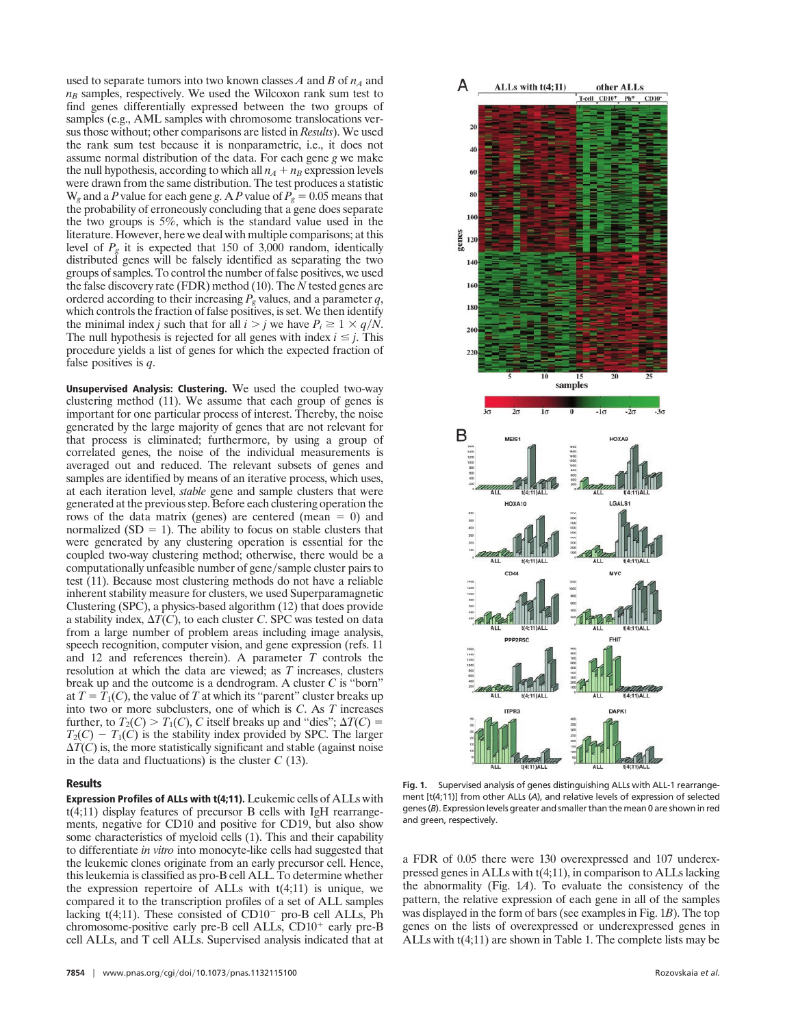used to separate tumors into two known classes $A$ and $B$ of $n_A$ and $n_B$ samples, respectively. We used the Wilcoxon rank sum test to find genes differentially expressed between the two groups of samples (e.g., AML samples with chromosome translocations versus those without; other comparisons are listed in *Results*). We used the rank sum test because it is nonparametric, i.e., it does not assume normal distribution of the data. For each gene $g$ we make the null hypothesis, according to which all $n_A + n_B$ expression levels were drawn from the same distribution. The test produces a statistic $W_g$ and a $P$ value for each gene $g$. A $P$ value of $P_g = 0.05$ means that the probability of erroneously concluding that a gene does separate the two groups is 5%, which is the standard value used in the literature. However, here we deal with multiple comparisons; at this level of $P_g$ it is expected that 150 of 3,000 random, identically distributed genes will be falsely identified as separating the two groups of samples. To control the number of false positives, we used the false discovery rate (FDR) method (10). The $N$ tested genes are ordered according to their increasing $P_g$ values, and a parameter $q$, which controls the fraction of false positives, is set. We then identify the minimal index $j$ such that for all $i > j$ we have $P_i \geq 1 \times q/N$. The null hypothesis is rejected for all genes with index $i \leq j$. This procedure yields a list of genes for which the expected fraction of false positives is $q$.

**Unsupervised Analysis: Clustering.** We used the coupled two-way clustering method (11). We assume that each group of genes is important for one particular process of interest. Thereby, the noise generated by the large majority of genes that are not relevant for that process is eliminated; furthermore, by using a group of correlated genes, the noise of the individual measurements is averaged out and reduced. The relevant subsets of genes and samples are identified by means of an iterative process, which uses, at each iteration level, *stable* gene and sample clusters that were generated at the previous step. Before each clustering operation the rows of the data matrix (genes) are centered (mean = 0) and normalized (SD = 1). The ability to focus on stable clusters that were generated by any clustering operation is essential for the coupled two-way clustering method; otherwise, there would be a computationally unfeasible number of gene/sample cluster pairs to test (11). Because most clustering methods do not have a reliable inherent stability measure for clusters, we used Superparamagnetic Clustering (SPC), a physics-based algorithm (12) that does provide a stability index, $\Delta T(C)$, to each cluster $C$. SPC was tested on data from a large number of problem areas including image analysis, speech recognition, computer vision, and gene expression (refs. 11 and 12 and references therein). A parameter $T$ controls the resolution at which the data are viewed; as $T$ increases, clusters break up and the outcome is a dendrogram. A cluster $C$ is "born" at $T = T_1(C)$, the value of $T$ at which its "parent" cluster breaks up into two or more subclusters, one of which is $C$. As $T$ increases further, to $T_2(C) > T_1(C)$, $C$ itself breaks up and "dies"; $\Delta T(C) = T_2(C) - T_1(C)$ is the stability index provided by SPC. The larger $\Delta T(C)$ is, the more statistically significant and stable (against noise in the data and fluctuations) is the cluster $C$ (13).

## Results

**Expression Profiles of ALLs with t(4;11).** Leukemic cells of ALLs with t(4;11) display features of precursor B cells with IgH rearrangements, negative for CD10 and positive for CD19, but also show some characteristics of myeloid cells (1). This and their capability to differentiate *in vitro* into monocyte-like cells had suggested that the leukemic clones originate from an early precursor cell. Hence, this leukemia is classified as pro-B cell ALL. To determine whether the expression repertoire of ALLs with t(4;11) is unique, we compared it to the transcription profiles of a set of ALL samples lacking t(4;11). These consisted of CD10⁻ pro-B cell ALLs, Ph chromosome-positive early pre-B cell ALLs, CD10⁺ early pre-B cell ALLs, and T cell ALLs. Supervised analysis indicated that at a FDR of 0.05 there were 130 overexpressed and 107 underexpressed genes in ALLs with t(4;11), in comparison to ALLs lacking the abnormality (Fig. 1*A*). To evaluate the consistency of the pattern, the relative expression of each gene in all of the samples was displayed in the form of bars (see examples in Fig. 1*B*). The top genes on the lists of overexpressed or underexpressed genes in ALLs with t(4;11) are shown in Table 1. The complete lists may be

**Fig. 1.** Supervised analysis of genes distinguishing ALLs with ALL-1 rearrangement [t(4;11)] from other ALLs (*A*), and relative levels of expression of selected genes (*B*). Expression levels greater and smaller than the mean 0 are shown in red and green, respectively.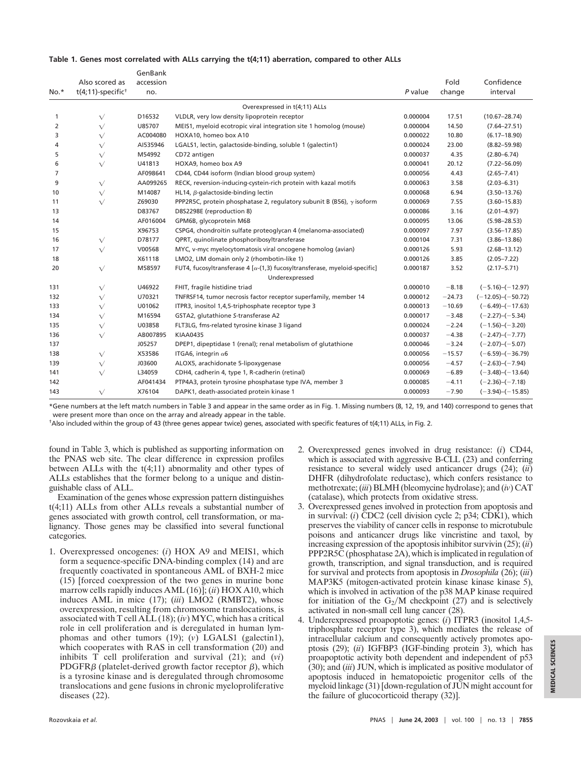**Table 1. Genes most correlated with ALLs carrying the t(4;11) aberration, compared to other ALLs**

| No.* | Also scored as t(4;11)-specific[†] | GenBank accession no. | | *P* value | Fold change | Confidence interval |
|---|---|---|---|---|---|---|
| | | | Overexpressed in t(4;11) ALLs | | | |
| 1 | √ | D16532 | VLDLR, very low density lipoprotein receptor | 0.000004 | 17.51 | (10.67–28.74) |
| 2 | √ | U85707 | MEIS1, myeloid ecotropic viral integration site 1 homolog (mouse) | 0.000004 | 14.50 | (7.64–27.51) |
| 3 | √ | AC004080 | HOXA10, homeo box A10 | 0.000022 | 10.80 | (6.17–18.90) |
| 4 | √ | AI535946 | LGALS1, lectin, galactoside-binding, soluble 1 (galectin1) | 0.000024 | 23.00 | (8.82–59.98) |
| 5 | √ | M54992 | CD72 antigen | 0.000037 | 4.35 | (2.80–6.74) |
| 6 | √ | U41813 | HOXA9, homeo box A9 | 0.000041 | 20.12 | (7.22–56.09) |
| 7 | | AF098641 | CD44, CD44 isoform (Indian blood group system) | 0.000056 | 4.43 | (2.65–7.41) |
| 9 | √ | AA099265 | RECK, reversion-inducing-cystein-rich protein with kazal motifs | 0.000063 | 3.58 | (2.03–6.31) |
| 10 | √ | M14087 | HL14, β-galactoside-binding lectin | 0.000068 | 6.94 | (3.50–13.76) |
| 11 | √ | Z69030 | PPP2R5C, protein phosphatase 2, regulatory subunit B (B56), γ isoform | 0.000069 | 7.55 | (3.60–15.83) |
| 13 | | D83767 | D8S2298E (reproduction 8) | 0.000086 | 3.16 | (2.01–4.97) |
| 14 | | AF016004 | GPM6B, glycoprotein M6B | 0.000095 | 13.06 | (5.98–28.53) |
| 15 | | X96753 | CSPG4, chondroitin sulfate proteoglycan 4 (melanoma-associated) | 0.000097 | 7.97 | (3.56–17.85) |
| 16 | √ | D78177 | QPRT, quinolinate phosphoribosyltransferase | 0.000104 | 7.31 | (3.86–13.86) |
| 17 | √ | V00568 | MYC, v-myc myelocytomatosis viral oncogene homolog (avian) | 0.000126 | 5.93 | (2.68–13.12) |
| 18 | | X61118 | LMO2, LIM domain only 2 (rhombotin-like 1) | 0.000126 | 3.85 | (2.05–7.22) |
| 20 | √ | M58597 | FUT4, fucosyltransferase 4 [α-(1,3) fucosyltransferase, myeloid-specific] | 0.000187 | 3.52 | (2.17–5.71) |
| | | | Underexpressed | | | |
| 131 | √ | U46922 | FHIT, fragile histidine triad | 0.000010 | −8.18 | (−5.16)–(−12.97) |
| 132 | √ | U70321 | TNFRSF14, tumor necrosis factor receptor superfamily, member 14 | 0.000012 | −24.73 | (−12.05)–(−50.72) |
| 133 | √ | U01062 | ITPR3, inositol 1,4,5-triphosphate receptor type 3 | 0.000013 | −10.69 | (−6.49)–(−17.63) |
| 134 | √ | M16594 | GSTA2, glutathione S-transferase A2 | 0.000017 | −3.48 | (−2.27)–(−5.34) |
| 135 | √ | U03858 | FLT3LG, fms-related tyrosine kinase 3 ligand | 0.000024 | −2.24 | (−1.56)–(−3.20) |
| 136 | √ | AB007895 | KIAA0435 | 0.000037 | −4.38 | (−2.47)–(−7.77) |
| 137 | | J05257 | DPEP1, dipeptidase 1 (renal); renal metabolism of glutathione | 0.000046 | −3.24 | (−2.07)–(−5.07) |
| 138 | √ | X53586 | ITGA6, integrin α6 | 0.000056 | −15.57 | (−6.59)–(−36.79) |
| 139 | √ | J03600 | ALOX5, arachidonate 5-lipoxygenase | 0.000056 | −4.57 | (−2.63)–(−7.94) |
| 141 | √ | L34059 | CDH4, cadherin 4, type 1, R-cadherin (retinal) | 0.000069 | −6.89 | (−3.48)–(−13.64) |
| 142 | | AF041434 | PTP4A3, protein tyrosine phosphatase type IVA, member 3 | 0.000085 | −4.11 | (−2.36)–(−7.18) |
| 143 | √ | X76104 | DAPK1, death-associated protein kinase 1 | 0.000093 | −7.90 | (−3.94)–(−15.85) |

*Gene numbers at the left match numbers in Table 3 and appear in the same order as in Fig. 1. Missing numbers (8, 12, 19, and 140) correspond to genes that were present more than once on the array and already appear in the table.

[†]Also included within the group of 43 (three genes appear twice) genes, associated with specific features of t(4;11) ALLs, in Fig. 2.

found in Table 3, which is published as supporting information on the PNAS web site. The clear difference in expression profiles between ALLs with the t(4;11) abnormality and other types of ALLs establishes that the former belong to a unique and distinguishable class of ALL.

Examination of the genes whose expression pattern distinguishes t(4;11) ALLs from other ALLs reveals a substantial number of genes associated with growth control, cell transformation, or malignancy. Those genes may be classified into several functional categories.

1. Overexpressed oncogenes: (*i*) HOX A9 and MEIS1, which form a sequence-specific DNA-binding complex (14) and are frequently coactivated in spontaneous AML of BXH-2 mice (15) [forced coexpression of the two genes in murine bone marrow cells rapidly induces AML (16)]; (*ii*) HOX A10, which induces AML in mice (17); (*iii*) LMO2 (RMBT2), whose overexpression, resulting from chromosome translocations, is associated with T cell ALL (18); (*iv*) MYC, which has a critical role in cell proliferation and is deregulated in human lymphomas and other tumors (19); (*v*) LGALS1 (galectin1), which cooperates with RAS in cell transformation (20) and inhibits T cell proliferation and survival (21); and (*vi*) PDGFRβ (platelet-derived growth factor receptor β), which is a tyrosine kinase and is deregulated through chromosome translocations and gene fusions in chronic myeloproliferative diseases (22).
2. Overexpressed genes involved in drug resistance: (*i*) CD44, which is associated with aggressive B-CLL (23) and conferring resistance to several widely used anticancer drugs (24); (*ii*) DHFR (dihydrofolate reductase), which confers resistance to methotrexate; (*iii*) BLMH (bleomycine hydrolase); and (*iv*) CAT (catalase), which protects from oxidative stress.
3. Overexpressed genes involved in protection from apoptosis and in survival: (*i*) CDC2 (cell division cycle 2; p34; CDK1), which preserves the viability of cancer cells in response to microtubule poisons and anticancer drugs like vincristine and taxol, by increasing expression of the apoptosis inhibitor survivin (25); (*ii*) PPP2R5C (phosphatase 2A), which is implicated in regulation of growth, transcription, and signal transduction, and is required for survival and protects from apoptosis in *Drosophila* (26); (*iii*) MAP3K5 (mitogen-activated protein kinase kinase kinase 5), which is involved in activation of the p38 MAP kinase required for initiation of the $G_2$/M checkpoint (27) and is selectively activated in non-small cell lung cancer (28).
4. Underexpressed proapoptotic genes: (*i*) ITPR3 (inositol 1,4,5-triphosphate receptor type 3), which mediates the release of intracellular calcium and consequently actively promotes apoptosis (29); (*ii*) IGFBP3 (IGF-binding protein 3), which has proapoptotic activity both dependent and independent of p53 (30); and (*iii*) JUN, which is implicated as positive modulator of apoptosis induced in hematopoietic progenitor cells of the myeloid linkage (31) [down-regulation of JUN might account for the failure of glucocorticoid therapy (32)].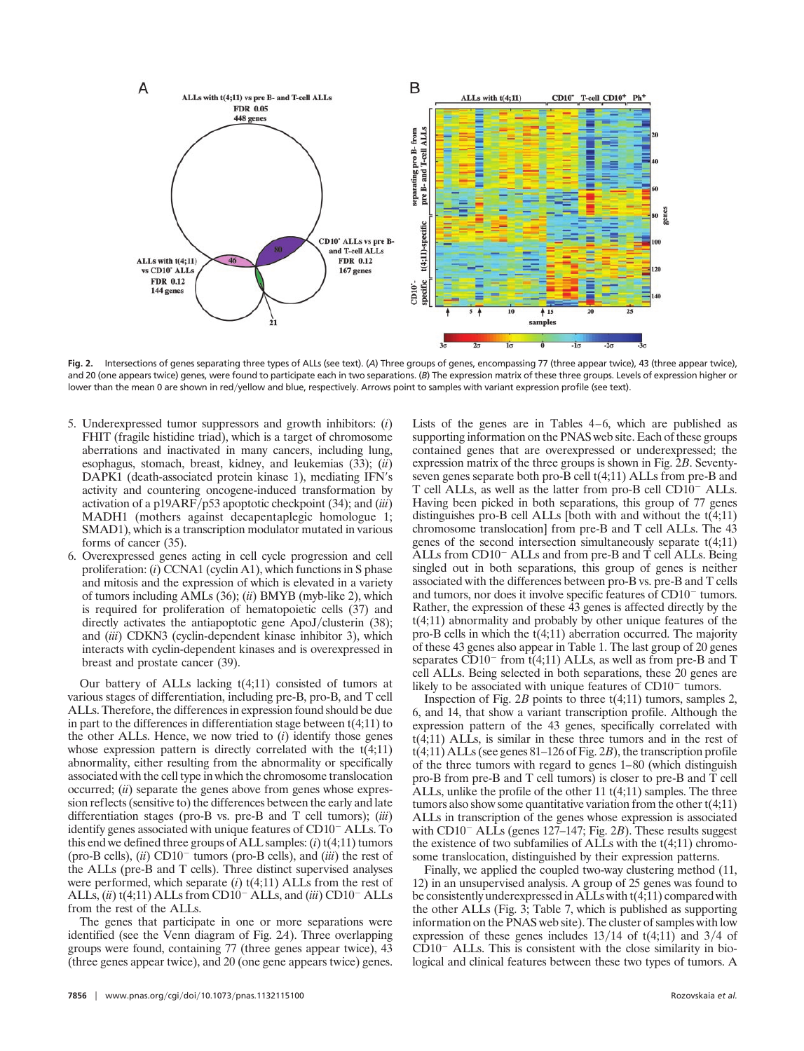**Fig. 2.** Intersections of genes separating three types of ALLs (see text). (*A*) Three groups of genes, encompassing 77 (three appear twice), 43 (three appear twice), and 20 (one appears twice) genes, were found to participate each in two separations. (*B*) The expression matrix of these three groups. Levels of expression higher or lower than the mean 0 are shown in red/yellow and blue, respectively. Arrows point to samples with variant expression profile (see text).

5. Underexpressed tumor suppressors and growth inhibitors: (*i*) FHIT (fragile histidine triad), which is a target of chromosome aberrations and inactivated in many cancers, including lung, esophagus, stomach, breast, kidney, and leukemias (33); (*ii*) DAPK1 (death-associated protein kinase 1), mediating IFN′s activity and countering oncogene-induced transformation by activation of a p19ARF/p53 apoptotic checkpoint (34); and (*iii*) MADH1 (mothers against decapentaplegic homologue 1; SMAD1), which is a transcription modulator mutated in various forms of cancer (35).
6. Overexpressed genes acting in cell cycle progression and cell proliferation: (*i*) CCNA1 (cyclin A1), which functions in S phase and mitosis and the expression of which is elevated in a variety of tumors including AMLs (36); (*ii*) BMYB (myb-like 2), which is required for proliferation of hematopoietic cells (37) and directly activates the antiapoptotic gene ApoJ/clusterin (38); and (*iii*) CDKN3 (cyclin-dependent kinase inhibitor 3), which interacts with cyclin-dependent kinases and is overexpressed in breast and prostate cancer (39).

Our battery of ALLs lacking t(4;11) consisted of tumors at various stages of differentiation, including pre-B, pro-B, and T cell ALLs. Therefore, the differences in expression found should be due in part to the differences in differentiation stage between t(4;11) to the other ALLs. Hence, we now tried to (*i*) identify those genes whose expression pattern is directly correlated with the t(4;11) abnormality, either resulting from the abnormality or specifically associated with the cell type in which the chromosome translocation occurred; (*ii*) separate the genes above from genes whose expression reflects (sensitive to) the differences between the early and late differentiation stages (pro-B vs. pre-B and T cell tumors); (*iii*) identify genes associated with unique features of CD10$^-$ ALLs. To this end we defined three groups of ALL samples: (*i*) t(4;11) tumors (pro-B cells), (*ii*) CD10$^-$ tumors (pro-B cells), and (*iii*) the rest of the ALLs (pre-B and T cells). Three distinct supervised analyses were performed, which separate (*i*) t(4;11) ALLs from the rest of ALLs, (*ii*) t(4;11) ALLs from CD10$^-$ ALLs, and (*iii*) CD10$^-$ ALLs from the rest of the ALLs.

The genes that participate in one or more separations were identified (see the Venn diagram of Fig. 2*A*). Three overlapping groups were found, containing 77 (three genes appear twice), 43 (three genes appear twice), and 20 (one gene appears twice) genes. Lists of the genes are in Tables 4–6, which are published as supporting information on the PNAS web site. Each of these groups contained genes that are overexpressed or underexpressed; the expression matrix of the three groups is shown in Fig. 2*B*. Seventy-seven genes separate both pro-B cell t(4;11) ALLs from pre-B and T cell ALLs, as well as the latter from pro-B cell CD10$^-$ ALLs. Having been picked in both separations, this group of 77 genes distinguishes pro-B cell ALLs [both with and without the t(4;11) chromosome translocation] from pre-B and T cell ALLs. The 43 genes of the second intersection simultaneously separate t(4;11) ALLs from CD10$^-$ ALLs and from pre-B and T cell ALLs. Being singled out in both separations, this group of genes is neither associated with the differences between pro-B vs. pre-B and T cells and tumors, nor does it involve specific features of CD10$^-$ tumors. Rather, the expression of these 43 genes is affected directly by the t(4;11) abnormality and probably by other unique features of the pro-B cells in which the t(4;11) aberration occurred. The majority of these 43 genes also appear in Table 1. The last group of 20 genes separates CD10$^-$ from t(4;11) ALLs, as well as from pre-B and T cell ALLs. Being selected in both separations, these 20 genes are likely to be associated with unique features of CD10$^-$ tumors.

Inspection of Fig. 2*B* points to three t(4;11) tumors, samples 2, 6, and 14, that show a variant transcription profile. Although the expression pattern of the 43 genes, specifically correlated with t(4;11) ALLs, is similar in these three tumors and in the rest of t(4;11) ALLs (see genes 81–126 of Fig. 2*B*), the transcription profile of the three tumors with regard to genes 1–80 (which distinguish pro-B from pre-B and T cell tumors) is closer to pre-B and T cell ALLs, unlike the profile of the other 11 t(4;11) samples. The three tumors also show some quantitative variation from the other t(4;11) ALLs in transcription of the genes whose expression is associated with CD10$^-$ ALLs (genes 127–147; Fig. 2*B*). These results suggest the existence of two subfamilies of ALLs with the t(4;11) chromosome translocation, distinguished by their expression patterns.

Finally, we applied the coupled two-way clustering method (11, 12) in an unsupervised analysis. A group of 25 genes was found to be consistently underexpressed in ALLs with t(4;11) compared with the other ALLs (Fig. 3; Table 7, which is published as supporting information on the PNAS web site). The cluster of samples with low expression of these genes includes 13/14 of t(4;11) and 3/4 of CD10$^-$ ALLs. This is consistent with the close similarity in biological and clinical features between these two types of tumors. A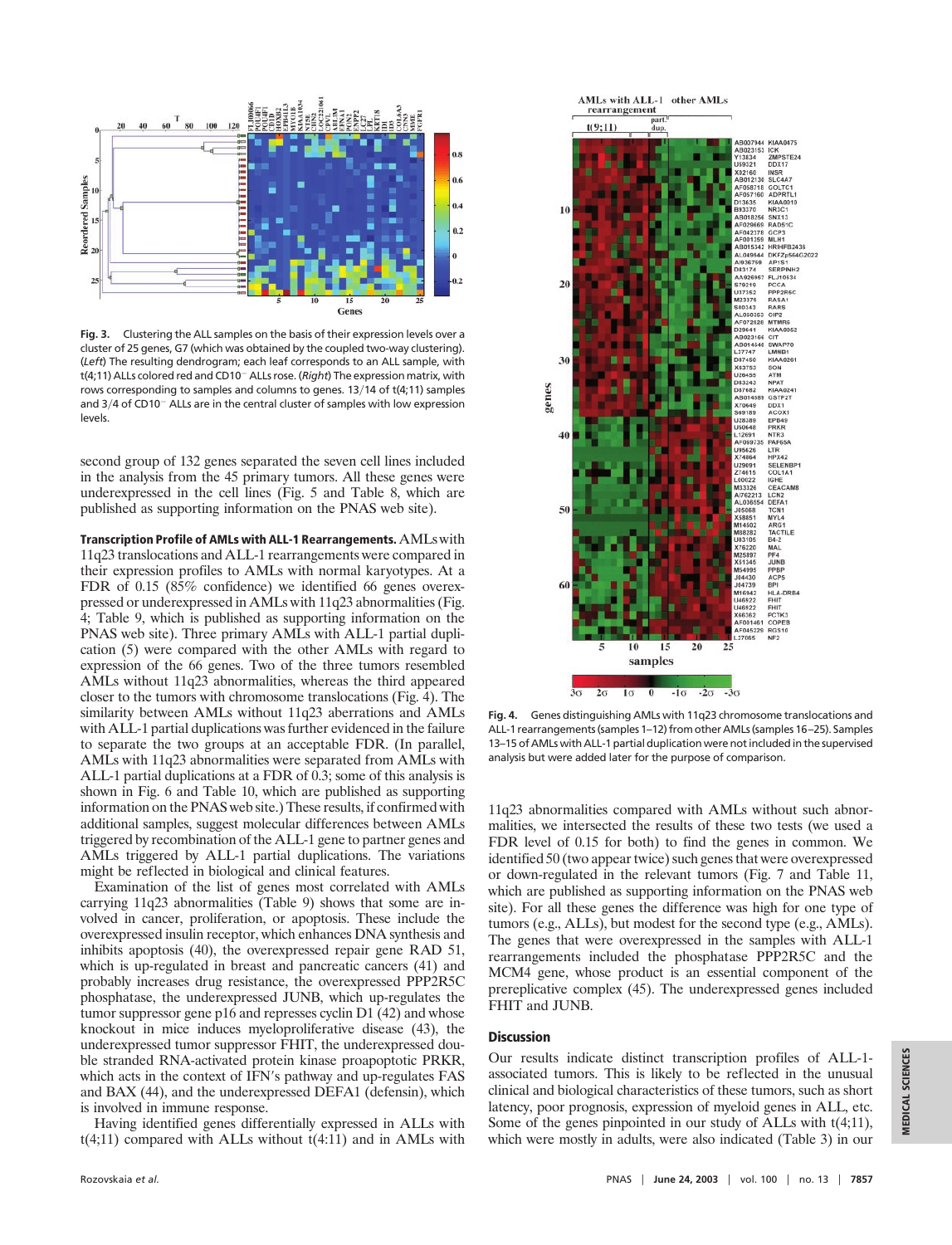**Fig. 3.** Clustering the ALL samples on the basis of their expression levels over a cluster of 25 genes, G7 (which was obtained by the coupled two-way clustering). (*Left*) The resulting dendrogram; each leaf corresponds to an ALL sample, with t(4;11) ALLs colored red and CD10⁻ ALLs rose. (*Right*) The expression matrix, with rows corresponding to samples and columns to genes. 13/14 of t(4;11) samples and 3/4 of CD10⁻ ALLs are in the central cluster of samples with low expression levels.

second group of 132 genes separated the seven cell lines included in the analysis from the 45 primary tumors. All these genes were underexpressed in the cell lines (Fig. 5 and Table 8, which are published as supporting information on the PNAS web site).

**Transcription Profile of AMLs with ALL-1 Rearrangements.** AMLs with 11q23 translocations and ALL-1 rearrangements were compared in their expression profiles to AMLs with normal karyotypes. At a FDR of 0.15 (85% confidence) we identified 66 genes overexpressed or underexpressed in AMLs with 11q23 abnormalities (Fig. 4; Table 9, which is published as supporting information on the PNAS web site). Three primary AMLs with ALL-1 partial duplication (5) were compared with the other AMLs with regard to expression of the 66 genes. Two of the three tumors resembled AMLs without 11q23 abnormalities, whereas the third appeared closer to the tumors with chromosome translocations (Fig. 4). The similarity between AMLs without 11q23 aberrations and AMLs with ALL-1 partial duplications was further evidenced in the failure to separate the two groups at an acceptable FDR. (In parallel, AMLs with 11q23 abnormalities were separated from AMLs with ALL-1 partial duplications at a FDR of 0.3; some of this analysis is shown in Fig. 6 and Table 10, which are published as supporting information on the PNAS web site.) These results, if confirmed with additional samples, suggest molecular differences between AMLs triggered by recombination of the ALL-1 gene to partner genes and AMLs triggered by ALL-1 partial duplications. The variations might be reflected in biological and clinical features.

Examination of the list of genes most correlated with AMLs carrying 11q23 abnormalities (Table 9) shows that some are involved in cancer, proliferation, or apoptosis. These include the overexpressed insulin receptor, which enhances DNA synthesis and inhibits apoptosis (40), the overexpressed repair gene RAD 51, which is up-regulated in breast and pancreatic cancers (41) and probably increases drug resistance, the overexpressed PPP2R5C phosphatase, the underexpressed JUNB, which up-regulates the tumor suppressor gene p16 and represses cyclin D1 (42) and whose knockout in mice induces myeloproliferative disease (43), the underexpressed tumor suppressor FHIT, the underexpressed double stranded RNA-activated protein kinase proapoptotic PRKR, which acts in the context of IFN's pathway and up-regulates FAS and BAX (44), and the underexpressed DEFA1 (defensin), which is involved in immune response.

Having identified genes differentially expressed in ALLs with t(4;11) compared with ALLs without t(4:11) and in AMLs with 11q23 abnormalities compared with AMLs without such abnormalities, we intersected the results of these two tests (we used a FDR level of 0.15 for both) to find the genes in common. We identified 50 (two appear twice) such genes that were overexpressed or down-regulated in the relevant tumors (Fig. 7 and Table 11, which are published as supporting information on the PNAS web site). For all these genes the difference was high for one type of tumors (e.g., ALLs), but modest for the second type (e.g., AMLs). The genes that were overexpressed in the samples with ALL-1 rearrangements included the phosphatase PPP2R5C and the MCM4 gene, whose product is an essential component of the prereplicative complex (45). The underexpressed genes included FHIT and JUNB.

**Fig. 4.** Genes distinguishing AMLs with 11q23 chromosome translocations and ALL-1 rearrangements (samples 1–12) from other AMLs (samples 16–25). Samples 13–15 of AMLs with ALL-1 partial duplication were not included in the supervised analysis but were added later for the purpose of comparison.

## Discussion

Our results indicate distinct transcription profiles of ALL-1-associated tumors. This is likely to be reflected in the unusual clinical and biological characteristics of these tumors, such as short latency, poor prognosis, expression of myeloid genes in ALL, etc. Some of the genes pinpointed in our study of ALLs with t(4;11), which were mostly in adults, were also indicated (Table 3) in our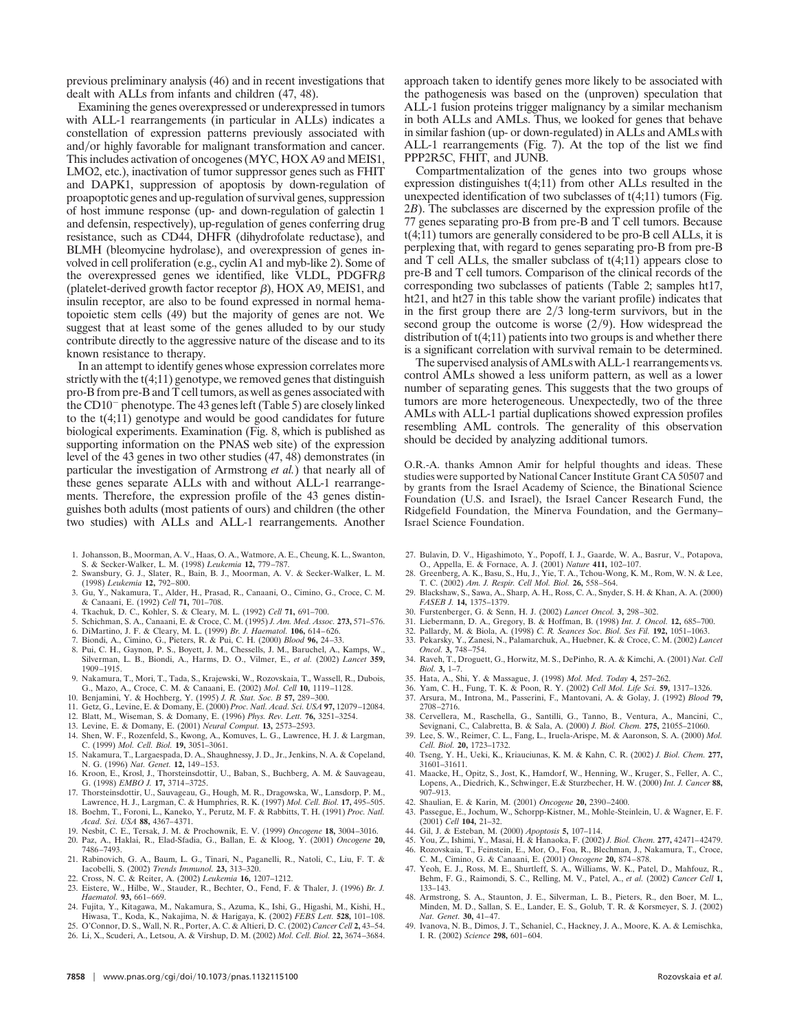previous preliminary analysis (46) and in recent investigations that dealt with ALLs from infants and children (47, 48).

Examining the genes overexpressed or underexpressed in tumors with ALL-1 rearrangements (in particular in ALLs) indicates a constellation of expression patterns previously associated with and/or highly favorable for malignant transformation and cancer. This includes activation of oncogenes (MYC, HOX A9 and MEIS1, LMO2, etc.), inactivation of tumor suppressor genes such as FHIT and DAPK1, suppression of apoptosis by down-regulation of proapoptotic genes and up-regulation of survival genes, suppression of host immune response (up- and down-regulation of galectin 1 and defensin, respectively), up-regulation of genes conferring drug resistance, such as CD44, DHFR (dihydrofolate reductase), and BLMH (bleomycine hydrolase), and overexpression of genes involved in cell proliferation (e.g., cyclin A1 and myb-like 2). Some of the overexpressed genes we identified, like VLDL, PDGFR$\beta$ (platelet-derived growth factor receptor $\beta$), HOX A9, MEIS1, and insulin receptor, are also to be found expressed in normal hematopoietic stem cells (49) but the majority of genes are not. We suggest that at least some of the genes alluded to by our study contribute directly to the aggressive nature of the disease and to its known resistance to therapy.

In an attempt to identify genes whose expression correlates more strictly with the t(4;11) genotype, we removed genes that distinguish pro-B from pre-B and T cell tumors, as well as genes associated with the CD10$^{-}$ phenotype. The 43 genes left (Table 5) are closely linked to the t(4;11) genotype and would be good candidates for future biological experiments. Examination (Fig. 8, which is published as supporting information on the PNAS web site) of the expression level of the 43 genes in two other studies (47, 48) demonstrates (in particular the investigation of Armstrong *et al.*) that nearly all of these genes separate ALLs with and without ALL-1 rearrangements. Therefore, the expression profile of the 43 genes distinguishes both adults (most patients of ours) and children (the other two studies) with ALLs and ALL-1 rearrangements. Another approach taken to identify genes more likely to be associated with the pathogenesis was based on the (unproven) speculation that ALL-1 fusion proteins trigger malignancy by a similar mechanism in both ALLs and AMLs. Thus, we looked for genes that behave in similar fashion (up- or down-regulated) in ALLs and AMLs with ALL-1 rearrangements (Fig. 7). At the top of the list we find PPP2R5C, FHIT, and JUNB.

Compartmentalization of the genes into two groups whose expression distinguishes t(4;11) from other ALLs resulted in the unexpected identification of two subclasses of t(4;11) tumors (Fig. 2*B*). The subclasses are discerned by the expression profile of the 77 genes separating pro-B from pre-B and T cell tumors. Because t(4;11) tumors are generally considered to be pro-B cell ALLs, it is perplexing that, with regard to genes separating pro-B from pre-B and T cell ALLs, the smaller subclass of t(4;11) appears close to pre-B and T cell tumors. Comparison of the clinical records of the corresponding two subclasses of patients (Table 2; samples ht17, ht21, and ht27 in this table show the variant profile) indicates that in the first group there are 2/3 long-term survivors, but in the second group the outcome is worse (2/9). How widespread the distribution of t(4;11) patients into two groups is and whether there is a significant correlation with survival remain to be determined.

The supervised analysis of AMLs with ALL-1 rearrangements vs. control AMLs showed a less uniform pattern, as well as a lower number of separating genes. This suggests that the two groups of tumors are more heterogeneous. Unexpectedly, two of the three AMLs with ALL-1 partial duplications showed expression profiles resembling AML controls. The generality of this observation should be decided by analyzing additional tumors.

O.R.-A. thanks Amnon Amir for helpful thoughts and ideas. These studies were supported by National Cancer Institute Grant CA 50507 and by grants from the Israel Academy of Science, the Binational Science Foundation (U.S. and Israel), the Israel Cancer Research Fund, the Ridgefield Foundation, the Minerva Foundation, and the Germany–Israel Science Foundation.

1. Johansson, B., Moorman, A. V., Haas, O. A., Watmore, A. E., Cheung, K. L., Swanton, S. & Secker-Walker, L. M. (1998) *Leukemia* **12,** 779–787.
2. Swansbury, G. J., Slater, R., Bain, B. J., Moorman, A. V. & Secker-Walker, L. M. (1998) *Leukemia* **12,** 792–800.
3. Gu, Y., Nakamura, T., Alder, H., Prasad, R., Canaani, O., Cimino, G., Croce, C. M. & Canaani, E. (1992) *Cell* **71,** 701–708.
4. Tkachuk, D. C., Kohler, S. & Cleary, M. L. (1992) *Cell* **71,** 691–700.
5. Schichman, S. A., Canaani, E. & Croce, C. M. (1995) *J. Am. Med. Assoc.* **273,** 571–576.
6. DiMartino, J. F. & Cleary, M. L. (1999) *Br. J. Haematol.* **106,** 614–626.
7. Biondi, A., Cimino, G., Pieters, R. & Pui, C. H. (2000) *Blood* **96,** 24–33.
8. Pui, C. H., Gaynon, P. S., Boyett, J. M., Chessells, J. M., Baruchel, A., Kamps, W., Silverman, L. B., Biondi, A., Harms, D. O., Vilmer, E., *et al.* (2002) *Lancet* **359,** 1909–1915.
9. Nakamura, T., Mori, T., Tada, S., Krajewski, W., Rozovskaia, T., Wassell, R., Dubois, G., Mazo, A., Croce, C. M. & Canaani, E. (2002) *Mol. Cell* **10,** 1119–1128.
10. Benjamini, Y. & Hochberg, Y. (1995) *J. R. Stat. Soc. B* **57,** 289–300.
11. Getz, G., Levine, E. & Domany, E. (2000) *Proc. Natl. Acad. Sci. USA* **97,** 12079–12084.
12. Blatt, M., Wiseman, S. & Domany, E. (1996) *Phys. Rev. Lett.* **76,** 3251–3254.
13. Levine, E. & Domany, E. (2001) *Neural Comput.* **13,** 2573–2593.
14. Shen, W. F., Rozenfeld, S., Kwong, A., Komuves, L. G., Lawrence, H. J. & Largman, C. (1999) *Mol. Cell. Biol.* **19,** 3051–3061.
15. Nakamura, T., Largaespada, D. A., Shaughnessy, J. D., Jr., Jenkins, N. A. & Copeland, N. G. (1996) *Nat. Genet.* **12,** 149–153.
16. Kroon, E., Krosl, J., Thorsteinsdottir, U., Baban, S., Buchberg, A. M. & Sauvageau, G. (1998) *EMBO J.* **17,** 3714–3725.
17. Thorsteinsdottir, U., Sauvageau, G., Hough, M. R., Dragowska, W., Lansdorp, P. M., Lawrence, H. J., Largman, C. & Humphries, R. K. (1997) *Mol. Cell. Biol.* **17,** 495–505.
18. Boehm, T., Foroni, L., Kaneko, Y., Perutz, M. F. & Rabbitts, T. H. (1991) *Proc. Natl. Acad. Sci. USA* **88,** 4367–4371.
19. Nesbit, C. E., Tersak, J. M. & Prochownik, E. V. (1999) *Oncogene* **18,** 3004–3016.
20. Paz, A., Haklai, R., Elad-Sfadia, G., Ballan, E. & Kloog, Y. (2001) *Oncogene* **20,** 7486–7493.
21. Rabinovich, G. A., Baum, L. G., Tinari, N., Paganelli, R., Natoli, C., Liu, F. T. & Iacobelli, S. (2002) *Trends Immunol.* **23,** 313–320.
22. Cross, N. C. & Reiter, A. (2002) *Leukemia* **16,** 1207–1212.
23. Eistere, W., Hilbe, W., Stauder, R., Bechter, O., Fend, F. & Thaler, J. (1996) *Br. J. Haematol.* **93,** 661–669.
24. Fujita, Y., Kitagawa, M., Nakamura, S., Azuma, K., Ishi, G., Higashi, M., Kishi, H., Hiwasa, T., Koda, K., Nakajima, N. & Harigaya, K. (2002) *FEBS Lett.* **528,** 101–108.
25. O'Connor, D. S., Wall, N. R., Porter, A. C. & Altieri, D. C. (2002) *Cancer Cell* **2,** 43–54.
26. Li, X., Scuderi, A., Letsou, A. & Virshup, D. M. (2002) *Mol. Cell. Biol.* **22,** 3674–3684.
27. Bulavin, D. V., Higashimoto, Y., Popoff, I. J., Gaarde, W. A., Basrur, V., Potapova, O., Appella, E. & Fornace, A. J. (2001) *Nature* **411,** 102–107.
28. Greenberg, A. K., Basu, S., Hu, J., Yie, T. A., Tchou-Wong, K. M., Rom, W. N. & Lee, T. C. (2002) *Am. J. Respir. Cell Mol. Biol.* **26,** 558–564.
29. Blackshaw, S., Sawa, A., Sharp, A. H., Ross, C. A., Snyder, S. H. & Khan, A. A. (2000) *FASEB J.* **14,** 1375–1379.
30. Furstenberger, G. & Senn, H. J. (2002) *Lancet Oncol.* **3,** 298–302.
31. Liebermann, D. A., Gregory, B. & Hoffman, B. (1998) *Int. J. Oncol.* **12,** 685–700.
32. Pallardy, M. & Biola, A. (1998) *C. R. Seances Soc. Biol. Ses Fil.* **192,** 1051–1063.
33. Pekarsky, Y., Zanesi, N., Palamarchuk, A., Huebner, K. & Croce, C. M. (2002) *Lancet Oncol.* **3,** 748–754.
34. Raveh, T., Droguett, G., Horwitz, M. S., DePinho, R. A. & Kimchi, A. (2001) *Nat. Cell Biol.* **3,** 1–7.
35. Hata, A., Shi, Y. & Massague, J. (1998) *Mol. Med. Today* **4,** 257–262.
36. Yam, C. H., Fung, T. K. & Poon, R. Y. (2002) *Cell Mol. Life Sci.* **59,** 1317–1326.
37. Arsura, M., Introna, M., Passerini, F., Mantovani, A. & Golay, J. (1992) *Blood* **79,** 2708–2716.
38. Cervellera, M., Raschella, G., Santilli, G., Tanno, B., Ventura, A., Mancini, C., Sevignani, C., Calabretta, B. & Sala, A. (2000) *J. Biol. Chem.* **275,** 21055–21060.
39. Lee, S. W., Reimer, C. L., Fang, L., Iruela-Arispe, M. & Aaronson, S. A. (2000) *Mol. Cell. Biol.* **20,** 1723–1732.
40. Tseng, Y. H., Ueki, K., Kriauciunas, K. M. & Kahn, C. R. (2002) *J. Biol. Chem.* **277,** 31601–31611.
41. Maacke, H., Opitz, S., Jost, K., Hamdorf, W., Henning, W., Kruger, S., Feller, A. C., Lopens, A., Diedrich, K., Schwinger, E.& Sturzbecher, H. W. (2000) *Int. J. Cancer* **88,** 907–913.
42. Shaulian, E. & Karin, M. (2001) *Oncogene* **20,** 2390–2400.
43. Passegue, E., Jochum, W., Schorpp-Kistner, M., Mohle-Steinlein, U. & Wagner, E. F. (2001) *Cell* **104,** 21–32.
44. Gil, J. & Esteban, M. (2000) *Apoptosis* **5,** 107–114.
45. You, Z., Ishimi, Y., Masai, H. & Hanaoka, F. (2002) *J. Biol. Chem.* **277,** 42471–42479.
46. Rozovskaia, T., Feinstein, E., Mor, O., Foa, R., Blechman, J., Nakamura, T., Croce, C. M., Cimino, G. & Canaani, E. (2001) *Oncogene* **20,** 874–878.
47. Yeoh, E. J., Ross, M. E., Shurtleff, S. A., Williams, W. K., Patel, D., Mahfouz, R., Behm, F. G., Raimondi, S. C., Relling, M. V., Patel, A., *et al.* (2002) *Cancer Cell* **1,** 133–143.
48. Armstrong, S. A., Staunton, J. E., Silverman, L. B., Pieters, R., den Boer, M. L., Minden, M. D., Sallan, S. E., Lander, E. S., Golub, T. R. & Korsmeyer, S. J. (2002) *Nat. Genet.* **30,** 41–47.
49. Ivanova, N. B., Dimos, J. T., Schaniel, C., Hackney, J. A., Moore, K. A. & Lemischka, I. R. (2002) *Science* **298,** 601–604.